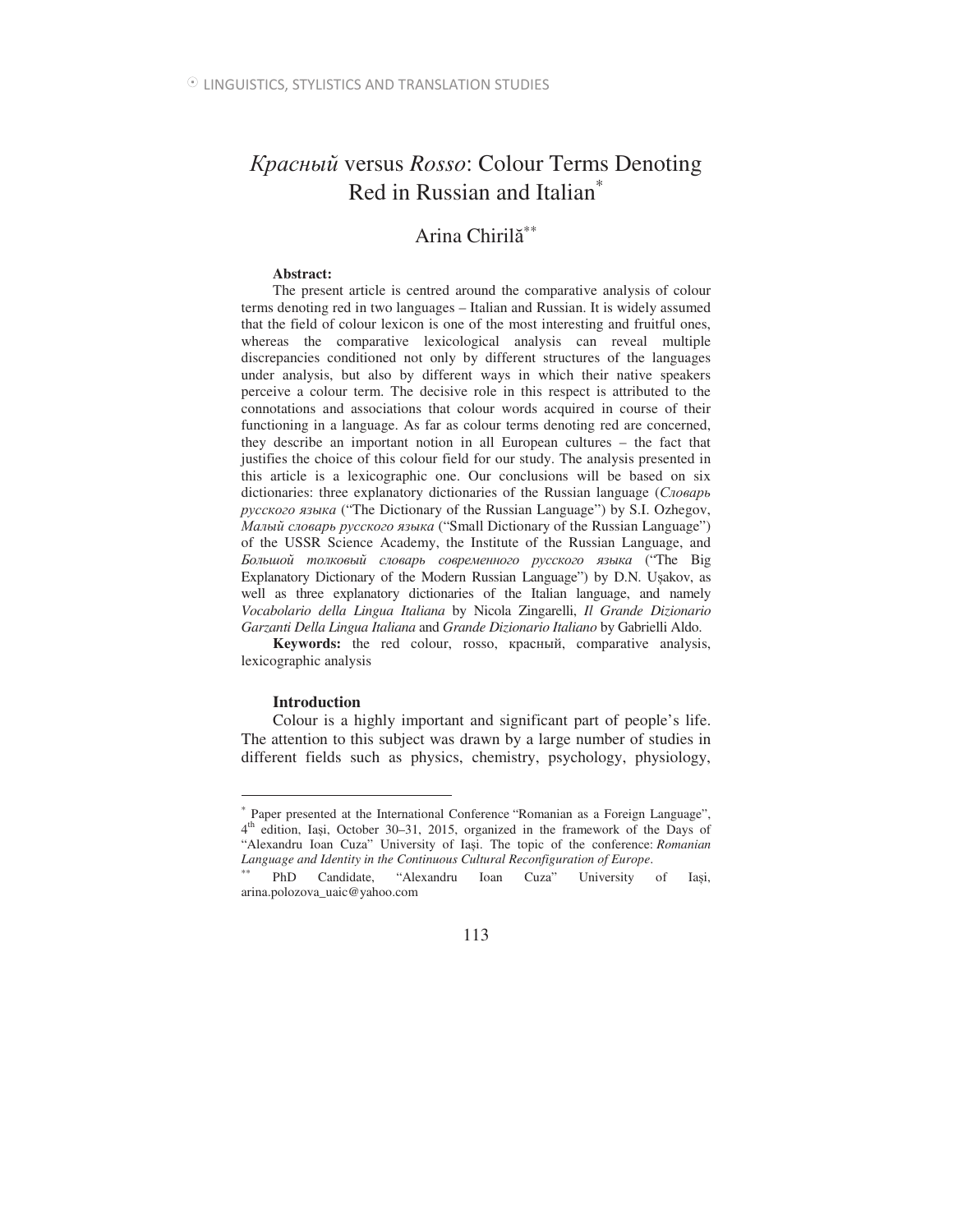# *Красный* versus *Rosso*: Colour Terms Denoting Red in Russian and Italian[*]

## Arina Chirilă[**]

**Abstract:**

The present article is centred around the comparative analysis of colour terms denoting red in two languages – Italian and Russian. It is widely assumed that the field of colour lexicon is one of the most interesting and fruitful ones, whereas the comparative lexicological analysis can reveal multiple discrepancies conditioned not only by different structures of the languages under analysis, but also by different ways in which their native speakers perceive a colour term. The decisive role in this respect is attributed to the connotations and associations that colour words acquired in course of their functioning in a language. As far as colour terms denoting red are concerned, they describe an important notion in all European cultures – the fact that justifies the choice of this colour field for our study. The analysis presented in this article is a lexicographic one. Our conclusions will be based on six dictionaries: three explanatory dictionaries of the Russian language (*Словарь русского языка* ("The Dictionary of the Russian Language") by S.I. Ozhegov, *Малый словарь русского языка* ("Small Dictionary of the Russian Language") of the USSR Science Academy, the Institute of the Russian Language, and *Большой толковый словарь современного русского языка* ("The Big Explanatory Dictionary of the Modern Russian Language") by D.N. Ușakov, as well as three explanatory dictionaries of the Italian language, and namely *Vocabolario della Lingua Italiana* by Nicola Zingarelli, *Il Grande Dizionario Garzanti Della Lingua Italiana* and *Grande Dizionario Italiano* by Gabrielli Aldo.

**Keywords:** the red colour, rosso, красный, comparative analysis, lexicographic analysis

### Introduction

Colour is a highly important and significant part of people's life. The attention to this subject was drawn by a large number of studies in different fields such as physics, chemistry, psychology, physiology,

---

[*] Paper presented at the International Conference "Romanian as a Foreign Language", 4th edition, Iași, October 30–31, 2015, organized in the framework of the Days of "Alexandru Ioan Cuza" University of Iași. The topic of the conference: *Romanian Language and Identity in the Continuous Cultural Reconfiguration of Europe*.

[**] PhD Candidate, "Alexandru Ioan Cuza" University of Iași, arina.polozova_uaic@yahoo.com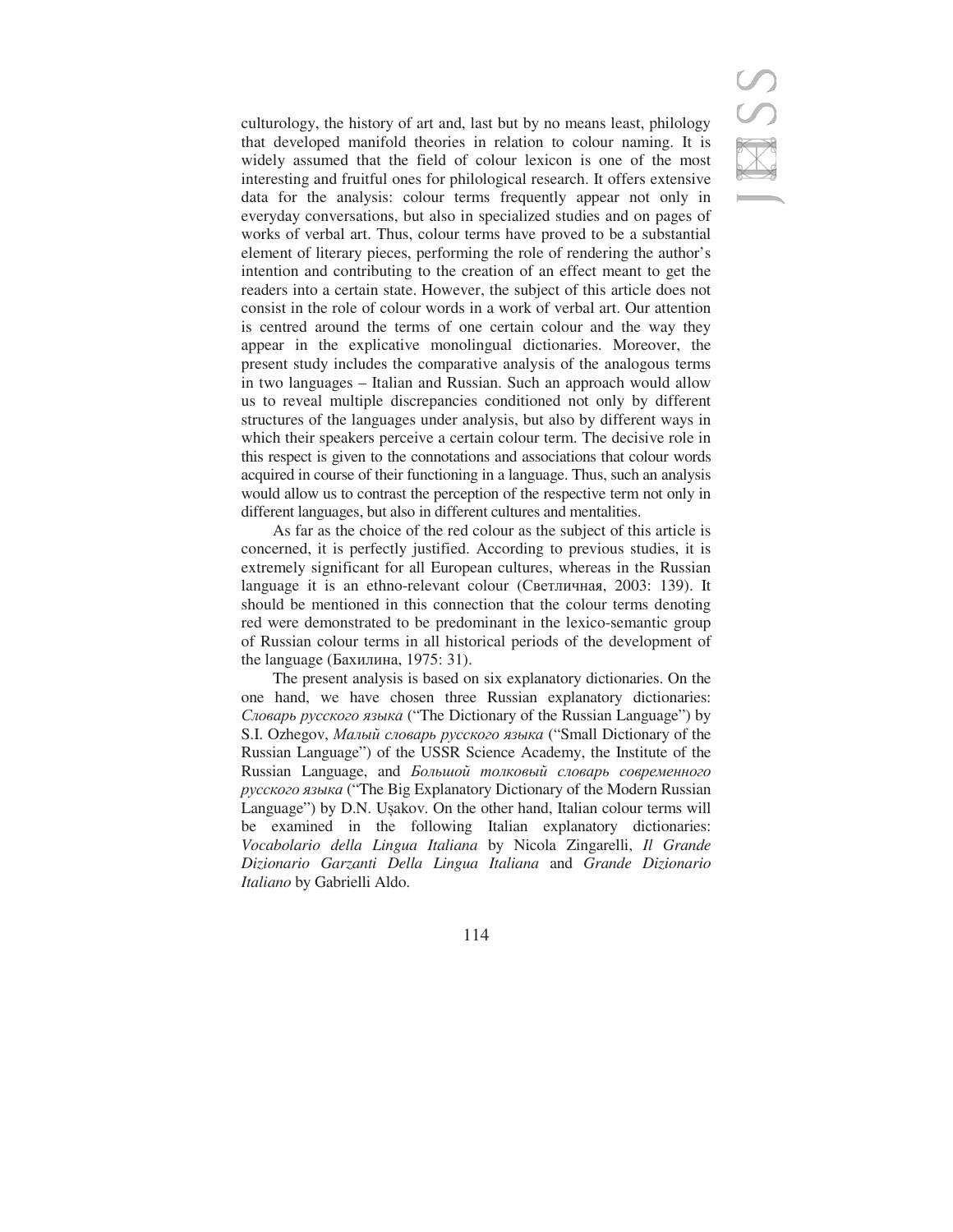culturology, the history of art and, last but by no means least, philology that developed manifold theories in relation to colour naming. It is widely assumed that the field of colour lexicon is one of the most interesting and fruitful ones for philological research. It offers extensive data for the analysis: colour terms frequently appear not only in everyday conversations, but also in specialized studies and on pages of works of verbal art. Thus, colour terms have proved to be a substantial element of literary pieces, performing the role of rendering the author's intention and contributing to the creation of an effect meant to get the readers into a certain state. However, the subject of this article does not consist in the role of colour words in a work of verbal art. Our attention is centred around the terms of one certain colour and the way they appear in the explicative monolingual dictionaries. Moreover, the present study includes the comparative analysis of the analogous terms in two languages – Italian and Russian. Such an approach would allow us to reveal multiple discrepancies conditioned not only by different structures of the languages under analysis, but also by different ways in which their speakers perceive a certain colour term. The decisive role in this respect is given to the connotations and associations that colour words acquired in course of their functioning in a language. Thus, such an analysis would allow us to contrast the perception of the respective term not only in different languages, but also in different cultures and mentalities.

As far as the choice of the red colour as the subject of this article is concerned, it is perfectly justified. According to previous studies, it is extremely significant for all European cultures, whereas in the Russian language it is an ethno-relevant colour (Светличная, 2003: 139). It should be mentioned in this connection that the colour terms denoting red were demonstrated to be predominant in the lexico-semantic group of Russian colour terms in all historical periods of the development of the language (Бахилина, 1975: 31).

The present analysis is based on six explanatory dictionaries. On the one hand, we have chosen three Russian explanatory dictionaries: *Словарь русского языка* ("The Dictionary of the Russian Language") by S.I. Ozhegov, *Малый словарь русского языка* ("Small Dictionary of the Russian Language") of the USSR Science Academy, the Institute of the Russian Language, and *Большой толковый словарь современного русского языка* ("The Big Explanatory Dictionary of the Modern Russian Language") by D.N. Ușakov. On the other hand, Italian colour terms will be examined in the following Italian explanatory dictionaries: *Vocabolario della Lingua Italiana* by Nicola Zingarelli, *Il Grande Dizionario Garzanti Della Lingua Italiana* and *Grande Dizionario Italiano* by Gabrielli Aldo.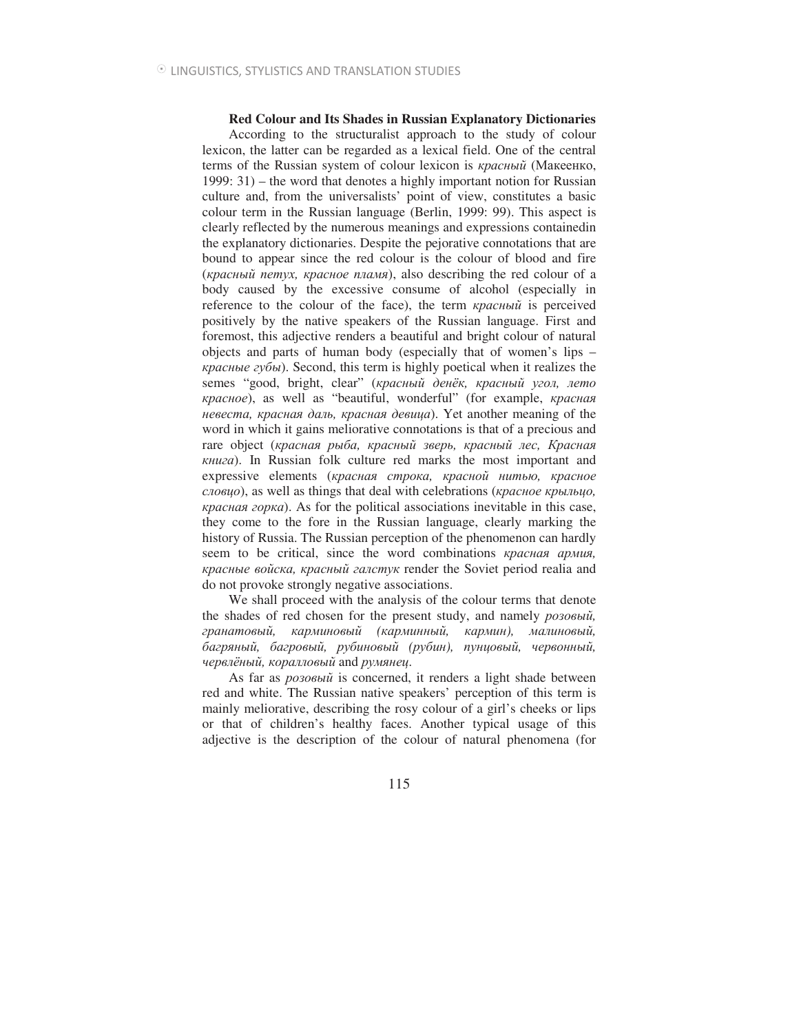### Red Colour and Its Shades in Russian Explanatory Dictionaries

According to the structuralist approach to the study of colour lexicon, the latter can be regarded as a lexical field. One of the central terms of the Russian system of colour lexicon is *красный* (Макеенко, 1999: 31) – the word that denotes a highly important notion for Russian culture and, from the universalists' point of view, constitutes a basic colour term in the Russian language (Berlin, 1999: 99). This aspect is clearly reflected by the numerous meanings and expressions containedin the explanatory dictionaries. Despite the pejorative connotations that are bound to appear since the red colour is the colour of blood and fire (*красный петух, красное пламя*), also describing the red colour of a body caused by the excessive consume of alcohol (especially in reference to the colour of the face), the term *красный* is perceived positively by the native speakers of the Russian language. First and foremost, this adjective renders a beautiful and bright colour of natural objects and parts of human body (especially that of women's lips – *красные губы*). Second, this term is highly poetical when it realizes the semes "good, bright, clear" (*красный денёк, красный угол, лето красное*), as well as "beautiful, wonderful" (for example, *красная невеста, красная даль, красная девица*). Yet another meaning of the word in which it gains meliorative connotations is that of a precious and rare object (*красная рыба, красный зверь, красный лес, Красная книга*). In Russian folk culture red marks the most important and expressive elements (*красная строка, красной нитью, красное словцо*), as well as things that deal with celebrations (*красное крыльцо, красная горка*). As for the political associations inevitable in this case, they come to the fore in the Russian language, clearly marking the history of Russia. The Russian perception of the phenomenon can hardly seem to be critical, since the word combinations *красная армия, красные войска, красный галстук* render the Soviet period realia and do not provoke strongly negative associations.

We shall proceed with the analysis of the colour terms that denote the shades of red chosen for the present study, and namely *розовый, гранатовый, карминовый (карминный, кармин), малиновый, багряный, багровый, рубиновый (рубин), пунцовый, червонный, червлёный, коралловый* and *румянец*.

As far as *розовый* is concerned, it renders a light shade between red and white. The Russian native speakers' perception of this term is mainly meliorative, describing the rosy colour of a girl's cheeks or lips or that of children's healthy faces. Another typical usage of this adjective is the description of the colour of natural phenomena (for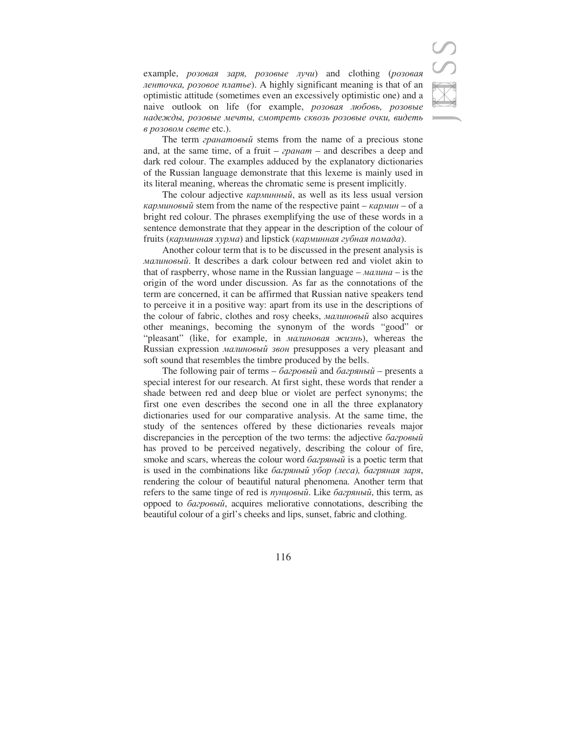example, *розовая заря, розовые лучи*) and clothing (*розовая ленточка, розовое платье*). A highly significant meaning is that of an optimistic attitude (sometimes even an excessively optimistic one) and a naive outlook on life (for example, *розовая любовь, розовые надежды, розовые мечты, смотреть сквозь розовые очки, видеть в розовом свете* etc.).

The term *гранатовый* stems from the name of a precious stone and, at the same time, of a fruit – *гранат* – and describes a deep and dark red colour. The examples adduced by the explanatory dictionaries of the Russian language demonstrate that this lexeme is mainly used in its literal meaning, whereas the chromatic seme is present implicitly.

The colour adjective *карминный*, as well as its less usual version *карминовый* stem from the name of the respective paint – *кармин* – of a bright red colour. The phrases exemplifying the use of these words in a sentence demonstrate that they appear in the description of the colour of fruits (*карминная хурма*) and lipstick (*карминная губная помада*).

Another colour term that is to be discussed in the present analysis is *малиновый*. It describes a dark colour between red and violet akin to that of raspberry, whose name in the Russian language – *малина* – is the origin of the word under discussion. As far as the connotations of the term are concerned, it can be affirmed that Russian native speakers tend to perceive it in a positive way: apart from its use in the descriptions of the colour of fabric, clothes and rosy cheeks, *малиновый* also acquires other meanings, becoming the synonym of the words "good" or "pleasant" (like, for example, in *малиновая жизнь*), whereas the Russian expression *малиновый звон* presupposes a very pleasant and soft sound that resembles the timbre produced by the bells.

The following pair of terms – *багровый* and *багряный* – presents a special interest for our research. At first sight, these words that render a shade between red and deep blue or violet are perfect synonyms; the first one even describes the second one in all the three explanatory dictionaries used for our comparative analysis. At the same time, the study of the sentences offered by these dictionaries reveals major discrepancies in the perception of the two terms: the adjective *багровый* has proved to be perceived negatively, describing the colour of fire, smoke and scars, whereas the colour word *багряный* is a poetic term that is used in the combinations like *багряный убор (леса), багряная заря*, rendering the colour of beautiful natural phenomena. Another term that refers to the same tinge of red is *пунцовый*. Like *багряный*, this term, as oppoed to *багровый*, acquires meliorative connotations, describing the beautiful colour of a girl's cheeks and lips, sunset, fabric and clothing.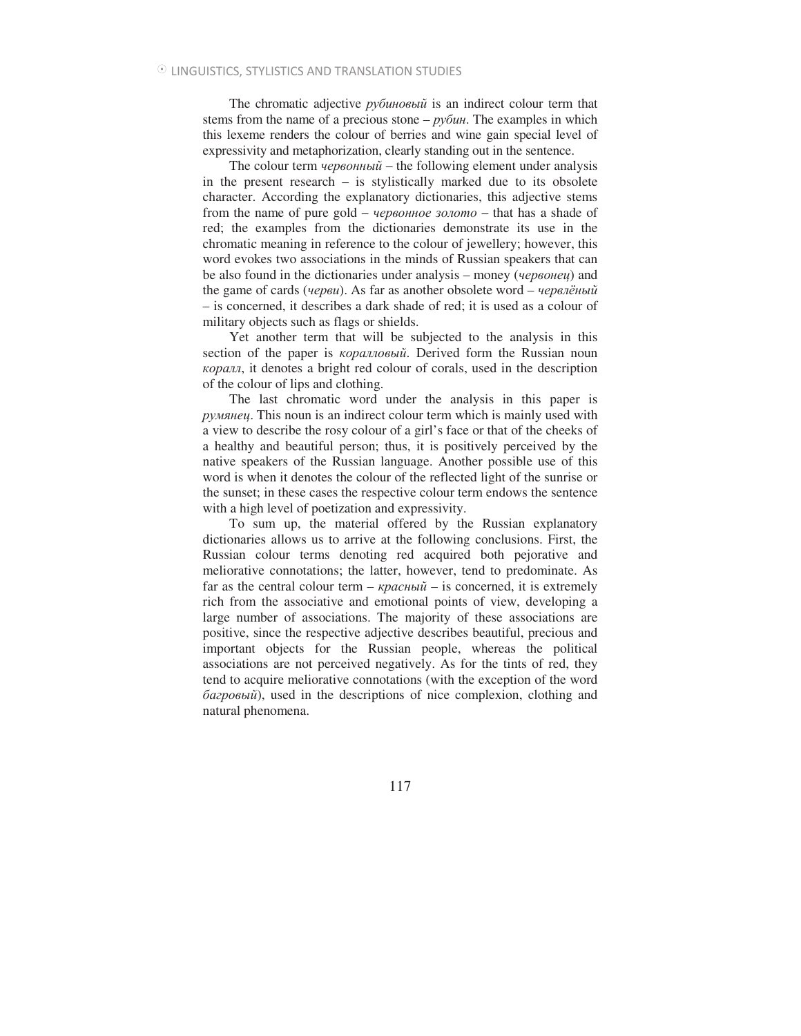The chromatic adjective *рубиновый* is an indirect colour term that stems from the name of a precious stone – *рубин*. The examples in which this lexeme renders the colour of berries and wine gain special level of expressivity and metaphorization, clearly standing out in the sentence.

The colour term *червонный* – the following element under analysis in the present research – is stylistically marked due to its obsolete character. According the explanatory dictionaries, this adjective stems from the name of pure gold – *червонное золото* – that has a shade of red; the examples from the dictionaries demonstrate its use in the chromatic meaning in reference to the colour of jewellery; however, this word evokes two associations in the minds of Russian speakers that can be also found in the dictionaries under analysis – money (*червонец*) and the game of cards (*черви*). As far as another obsolete word – *червлёный* – is concerned, it describes a dark shade of red; it is used as a colour of military objects such as flags or shields.

Yet another term that will be subjected to the analysis in this section of the paper is *коралловый*. Derived form the Russian noun *коралл*, it denotes a bright red colour of corals, used in the description of the colour of lips and clothing.

The last chromatic word under the analysis in this paper is *румянец*. This noun is an indirect colour term which is mainly used with a view to describe the rosy colour of a girl's face or that of the cheeks of a healthy and beautiful person; thus, it is positively perceived by the native speakers of the Russian language. Another possible use of this word is when it denotes the colour of the reflected light of the sunrise or the sunset; in these cases the respective colour term endows the sentence with a high level of poetization and expressivity.

To sum up, the material offered by the Russian explanatory dictionaries allows us to arrive at the following conclusions. First, the Russian colour terms denoting red acquired both pejorative and meliorative connotations; the latter, however, tend to predominate. As far as the central colour term – *красный* – is concerned, it is extremely rich from the associative and emotional points of view, developing a large number of associations. The majority of these associations are positive, since the respective adjective describes beautiful, precious and important objects for the Russian people, whereas the political associations are not perceived negatively. As for the tints of red, they tend to acquire meliorative connotations (with the exception of the word *багровый*), used in the descriptions of nice complexion, clothing and natural phenomena.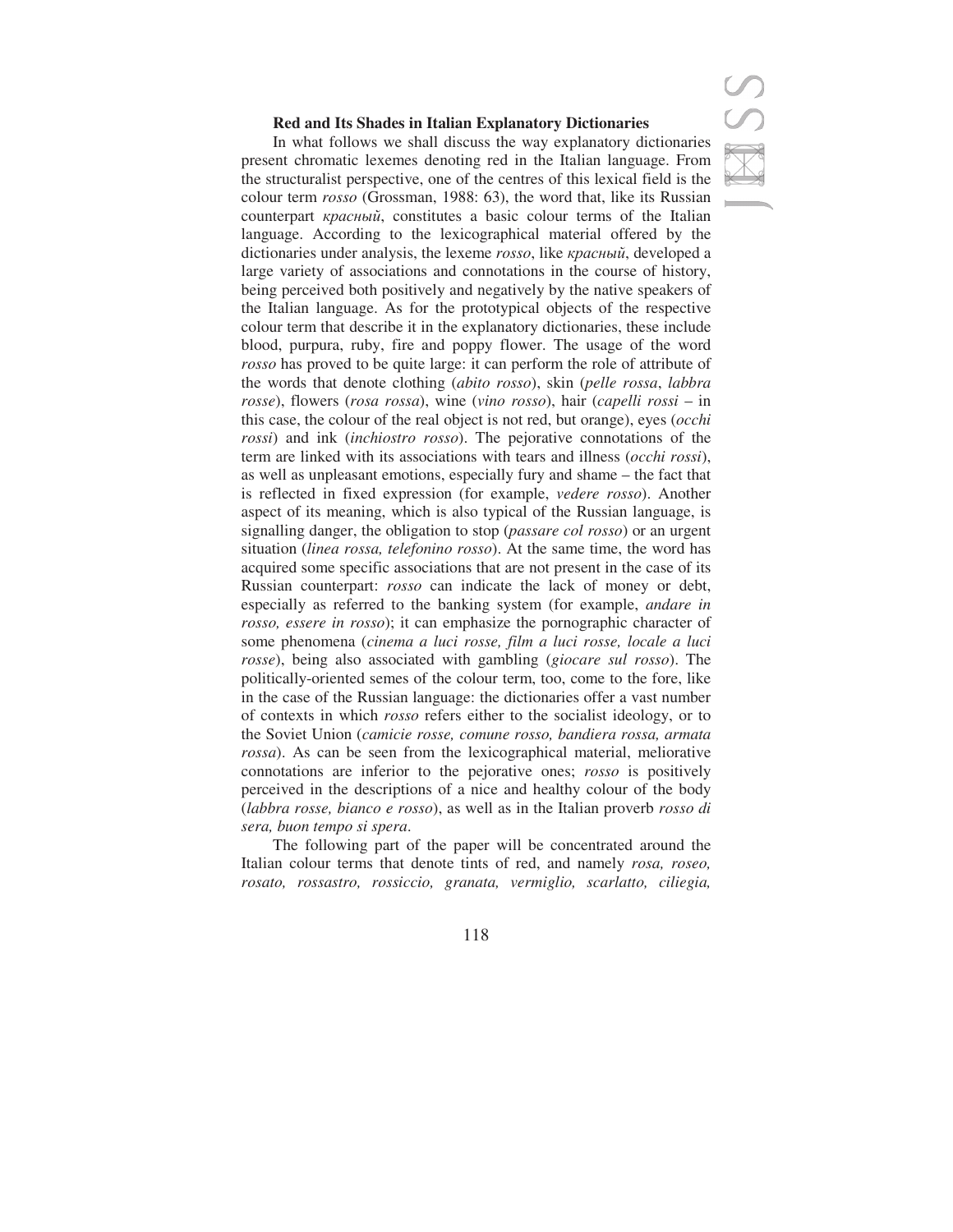### Red and Its Shades in Italian Explanatory Dictionaries

In what follows we shall discuss the way explanatory dictionaries present chromatic lexemes denoting red in the Italian language. From the structuralist perspective, one of the centres of this lexical field is the colour term *rosso* (Grossman, 1988: 63), the word that, like its Russian counterpart *красный*, constitutes a basic colour terms of the Italian language. According to the lexicographical material offered by the dictionaries under analysis, the lexeme *rosso*, like *красный*, developed a large variety of associations and connotations in the course of history, being perceived both positively and negatively by the native speakers of the Italian language. As for the prototypical objects of the respective colour term that describe it in the explanatory dictionaries, these include blood, purpura, ruby, fire and poppy flower. The usage of the word *rosso* has proved to be quite large: it can perform the role of attribute of the words that denote clothing (*abito rosso*), skin (*pelle rossa*, *labbra rosse*), flowers (*rosa rossa*), wine (*vino rosso*), hair (*capelli rossi* – in this case, the colour of the real object is not red, but orange), eyes (*occhi rossi*) and ink (*inchiostro rosso*). The pejorative connotations of the term are linked with its associations with tears and illness (*occhi rossi*), as well as unpleasant emotions, especially fury and shame – the fact that is reflected in fixed expression (for example, *vedere rosso*). Another aspect of its meaning, which is also typical of the Russian language, is signalling danger, the obligation to stop (*passare col rosso*) or an urgent situation (*linea rossa, telefonino rosso*). At the same time, the word has acquired some specific associations that are not present in the case of its Russian counterpart: *rosso* can indicate the lack of money or debt, especially as referred to the banking system (for example, *andare in rosso, essere in rosso*); it can emphasize the pornographic character of some phenomena (*cinema a luci rosse, film a luci rosse, locale a luci rosse*), being also associated with gambling (*giocare sul rosso*). The politically-oriented semes of the colour term, too, come to the fore, like in the case of the Russian language: the dictionaries offer a vast number of contexts in which *rosso* refers either to the socialist ideology, or to the Soviet Union (*camicie rosse, comune rosso, bandiera rossa, armata rossa*). As can be seen from the lexicographical material, meliorative connotations are inferior to the pejorative ones; *rosso* is positively perceived in the descriptions of a nice and healthy colour of the body (*labbra rosse, bianco e rosso*), as well as in the Italian proverb *rosso di sera, buon tempo si spera*.

The following part of the paper will be concentrated around the Italian colour terms that denote tints of red, and namely *rosa, roseo, rosato, rossastro, rossiccio, granata, vermiglio, scarlatto, ciliegia,*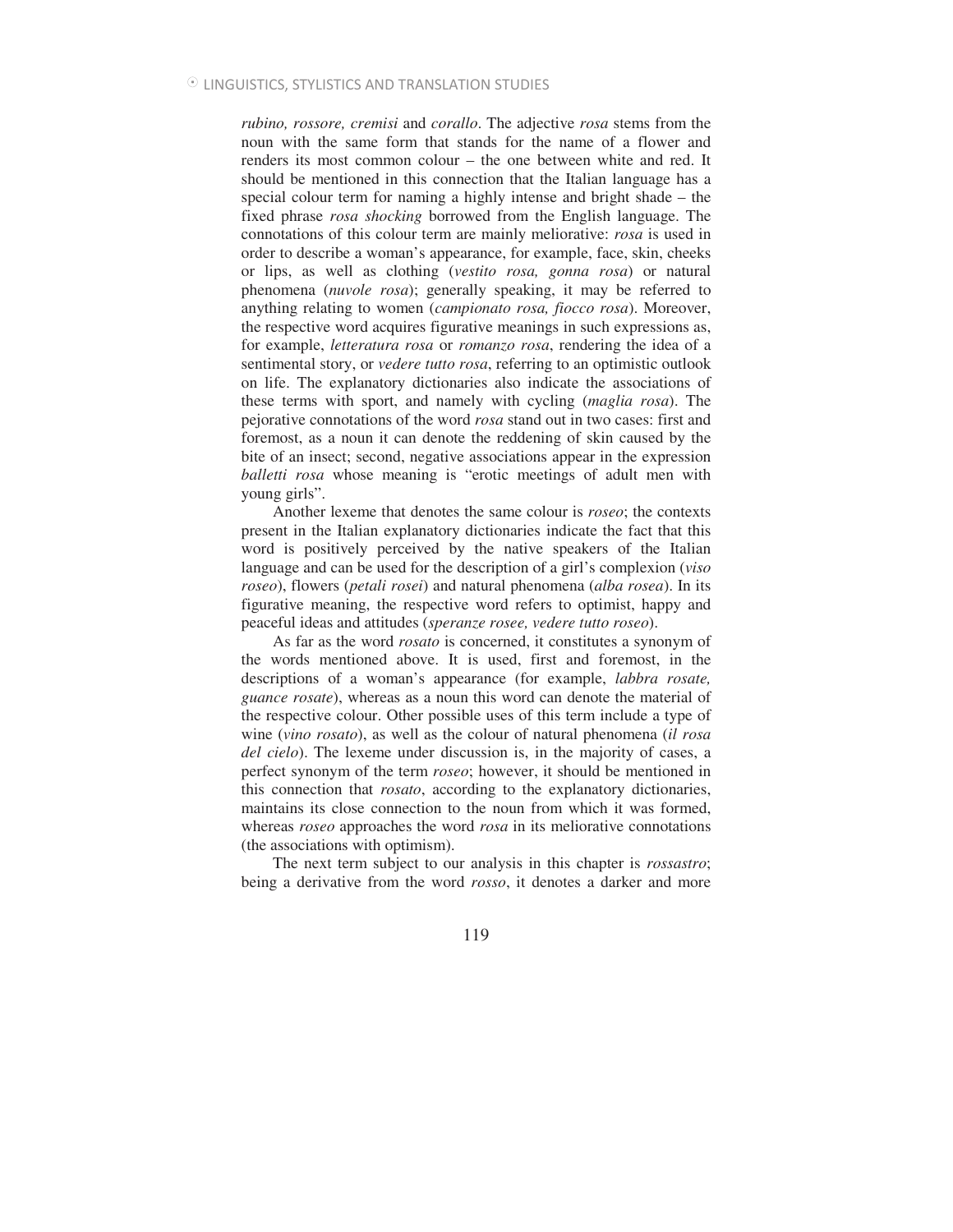*rubino, rossore, cremisi* and *corallo*. The adjective *rosa* stems from the noun with the same form that stands for the name of a flower and renders its most common colour – the one between white and red. It should be mentioned in this connection that the Italian language has a special colour term for naming a highly intense and bright shade – the fixed phrase *rosa shocking* borrowed from the English language. The connotations of this colour term are mainly meliorative: *rosa* is used in order to describe a woman's appearance, for example, face, skin, cheeks or lips, as well as clothing (*vestito rosa, gonna rosa*) or natural phenomena (*nuvole rosa*); generally speaking, it may be referred to anything relating to women (*campionato rosa, fiocco rosa*). Moreover, the respective word acquires figurative meanings in such expressions as, for example, *letteratura rosa* or *romanzo rosa*, rendering the idea of a sentimental story, or *vedere tutto rosa*, referring to an optimistic outlook on life. The explanatory dictionaries also indicate the associations of these terms with sport, and namely with cycling (*maglia rosa*). The pejorative connotations of the word *rosa* stand out in two cases: first and foremost, as a noun it can denote the reddening of skin caused by the bite of an insect; second, negative associations appear in the expression *balletti rosa* whose meaning is "erotic meetings of adult men with young girls".

Another lexeme that denotes the same colour is *roseo*; the contexts present in the Italian explanatory dictionaries indicate the fact that this word is positively perceived by the native speakers of the Italian language and can be used for the description of a girl's complexion (*viso roseo*), flowers (*petali rosei*) and natural phenomena (*alba rosea*). In its figurative meaning, the respective word refers to optimist, happy and peaceful ideas and attitudes (*speranze rosee, vedere tutto roseo*).

As far as the word *rosato* is concerned, it constitutes a synonym of the words mentioned above. It is used, first and foremost, in the descriptions of a woman's appearance (for example, *labbra rosate, guance rosate*), whereas as a noun this word can denote the material of the respective colour. Other possible uses of this term include a type of wine (*vino rosato*), as well as the colour of natural phenomena (*il rosa del cielo*). The lexeme under discussion is, in the majority of cases, a perfect synonym of the term *roseo*; however, it should be mentioned in this connection that *rosato*, according to the explanatory dictionaries, maintains its close connection to the noun from which it was formed, whereas *roseo* approaches the word *rosa* in its meliorative connotations (the associations with optimism).

The next term subject to our analysis in this chapter is *rossastro*; being a derivative from the word *rosso*, it denotes a darker and more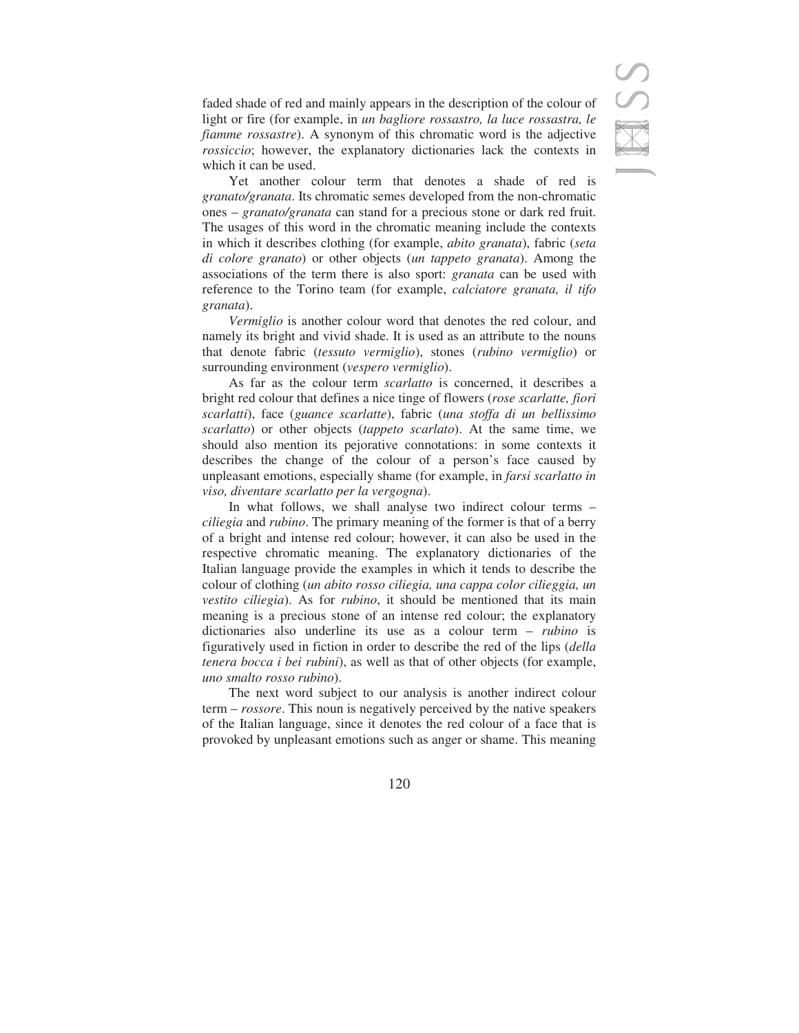faded shade of red and mainly appears in the description of the colour of light or fire (for example, in *un bagliore rossastro, la luce rossastra, le fiamme rossastre*). A synonym of this chromatic word is the adjective *rossiccio*; however, the explanatory dictionaries lack the contexts in which it can be used.

Yet another colour term that denotes a shade of red is *granato/granata*. Its chromatic semes developed from the non-chromatic ones – *granato/granata* can stand for a precious stone or dark red fruit. The usages of this word in the chromatic meaning include the contexts in which it describes clothing (for example, *abito granata*), fabric (*seta di colore granato*) or other objects (*un tappeto granata*). Among the associations of the term there is also sport: *granata* can be used with reference to the Torino team (for example, *calciatore granata, il tifo granata*).

*Vermiglio* is another colour word that denotes the red colour, and namely its bright and vivid shade. It is used as an attribute to the nouns that denote fabric (*tessuto vermiglio*), stones (*rubino vermiglio*) or surrounding environment (*vespero vermiglio*).

As far as the colour term *scarlatto* is concerned, it describes a bright red colour that defines a nice tinge of flowers (*rose scarlatte, fiori scarlatti*), face (*guance scarlatte*), fabric (*una stoffa di un bellissimo scarlatto*) or other objects (*tappeto scarlato*). At the same time, we should also mention its pejorative connotations: in some contexts it describes the change of the colour of a person's face caused by unpleasant emotions, especially shame (for example, in *farsi scarlatto in viso, diventare scarlatto per la vergogna*).

In what follows, we shall analyse two indirect colour terms – *ciliegia* and *rubino*. The primary meaning of the former is that of a berry of a bright and intense red colour; however, it can also be used in the respective chromatic meaning. The explanatory dictionaries of the Italian language provide the examples in which it tends to describe the colour of clothing (*un abito rosso ciliegia, una cappa color cilieggia, un vestito ciliegia*). As for *rubino*, it should be mentioned that its main meaning is a precious stone of an intense red colour; the explanatory dictionaries also underline its use as a colour term – *rubino* is figuratively used in fiction in order to describe the red of the lips (*della tenera bocca i bei rubini*), as well as that of other objects (for example, *uno smalto rosso rubino*).

The next word subject to our analysis is another indirect colour term – *rossore*. This noun is negatively perceived by the native speakers of the Italian language, since it denotes the red colour of a face that is provoked by unpleasant emotions such as anger or shame. This meaning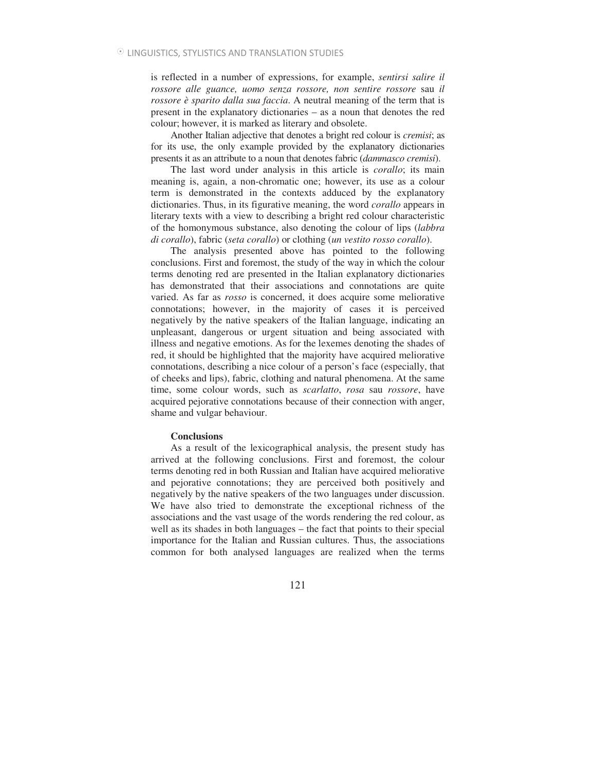is reflected in a number of expressions, for example, *sentirsi salire il rossore alle guance, uomo senza rossore, non sentire rossore* sau *il rossore è sparito dalla sua faccia*. A neutral meaning of the term that is present in the explanatory dictionaries – as a noun that denotes the red colour; however, it is marked as literary and obsolete.

Another Italian adjective that denotes a bright red colour is *cremisi*; as for its use, the only example provided by the explanatory dictionaries presents it as an attribute to a noun that denotes fabric (*dammasco cremisi*).

The last word under analysis in this article is *corallo*; its main meaning is, again, a non-chromatic one; however, its use as a colour term is demonstrated in the contexts adduced by the explanatory dictionaries. Thus, in its figurative meaning, the word *corallo* appears in literary texts with a view to describing a bright red colour characteristic of the homonymous substance, also denoting the colour of lips (*labbra di corallo*), fabric (*seta corallo*) or clothing (*un vestito rosso corallo*).

The analysis presented above has pointed to the following conclusions. First and foremost, the study of the way in which the colour terms denoting red are presented in the Italian explanatory dictionaries has demonstrated that their associations and connotations are quite varied. As far as *rosso* is concerned, it does acquire some meliorative connotations; however, in the majority of cases it is perceived negatively by the native speakers of the Italian language, indicating an unpleasant, dangerous or urgent situation and being associated with illness and negative emotions. As for the lexemes denoting the shades of red, it should be highlighted that the majority have acquired meliorative connotations, describing a nice colour of a person's face (especially, that of cheeks and lips), fabric, clothing and natural phenomena. At the same time, some colour words, such as *scarlatto*, *rosa* sau *rossore*, have acquired pejorative connotations because of their connection with anger, shame and vulgar behaviour.

## Conclusions

As a result of the lexicographical analysis, the present study has arrived at the following conclusions. First and foremost, the colour terms denoting red in both Russian and Italian have acquired meliorative and pejorative connotations; they are perceived both positively and negatively by the native speakers of the two languages under discussion. We have also tried to demonstrate the exceptional richness of the associations and the vast usage of the words rendering the red colour, as well as its shades in both languages – the fact that points to their special importance for the Italian and Russian cultures. Thus, the associations common for both analysed languages are realized when the terms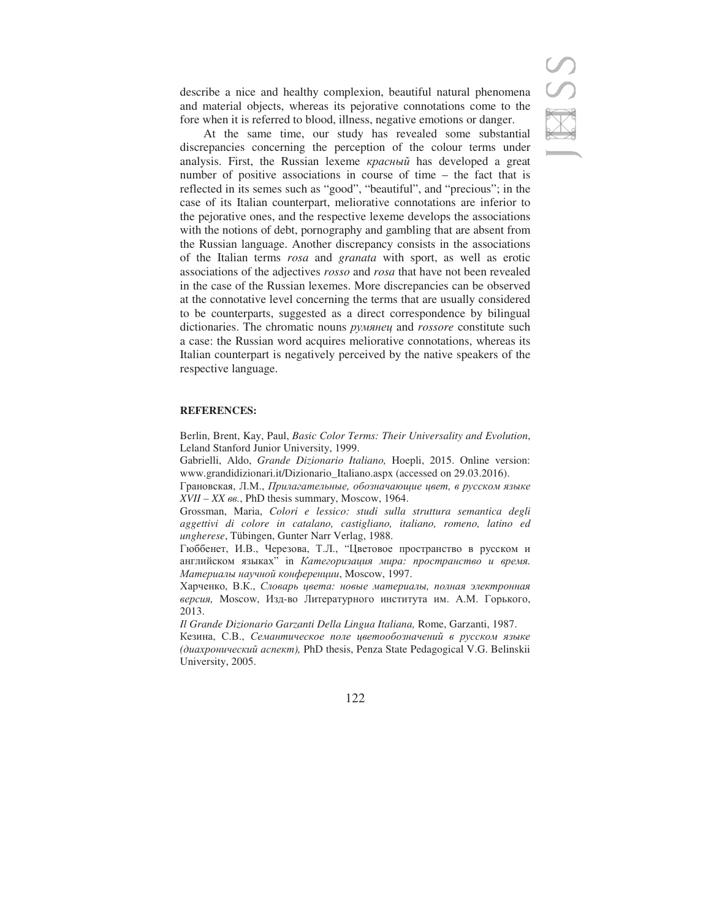describe a nice and healthy complexion, beautiful natural phenomena and material objects, whereas its pejorative connotations come to the fore when it is referred to blood, illness, negative emotions or danger.

At the same time, our study has revealed some substantial discrepancies concerning the perception of the colour terms under analysis. First, the Russian lexeme *красный* has developed a great number of positive associations in course of time – the fact that is reflected in its semes such as "good", "beautiful", and "precious"; in the case of its Italian counterpart, meliorative connotations are inferior to the pejorative ones, and the respective lexeme develops the associations with the notions of debt, pornography and gambling that are absent from the Russian language. Another discrepancy consists in the associations of the Italian terms *rosa* and *granata* with sport, as well as erotic associations of the adjectives *rosso* and *rosa* that have not been revealed in the case of the Russian lexemes. More discrepancies can be observed at the connotative level concerning the terms that are usually considered to be counterparts, suggested as a direct correspondence by bilingual dictionaries. The chromatic nouns *румянец* and *rossore* constitute such a case: the Russian word acquires meliorative connotations, whereas its Italian counterpart is negatively perceived by the native speakers of the respective language.

**REFERENCES:**

Berlin, Brent, Kay, Paul, *Basic Color Terms: Their Universality and Evolution*, Leland Stanford Junior University, 1999.

Gabrielli, Aldo, *Grande Dizionario Italiano,* Hoepli, 2015. Online version: www.grandidizionari.it/Dizionario_Italiano.aspx (accessed on 29.03.2016).

Грановская, Л.М., *Прилагательные, обозначающие цвет, в русском языке XVII – XX вв.*, PhD thesis summary, Moscow, 1964.

Grossman, Maria, *Colori e lessico: studi sulla struttura semantica degli aggettivi di colore in catalano, castigliano, italiano, romeno, latino ed ungherese*, Tübingen, Gunter Narr Verlag, 1988.

Гюббенет, И.В., Черезова, Т.Л., "Цветовое пространство в русском и английском языках" in *Категоризация мира: пространство и время. Материалы научной конференции*, Moscow, 1997.

Харченко, В.К., *Словарь цвета: новые материалы, полная электронная версия,* Moscow, Изд-во Литературного института им. А.М. Горького, 2013.

*Il Grande Dizionario Garzanti Della Lingua Italiana,* Rome, Garzanti, 1987.

Кезина, С.В., *Семантическое поле цветообозначений в русском языке (диахронический аспект),* PhD thesis, Penza State Pedagogical V.G. Belinskii University, 2005.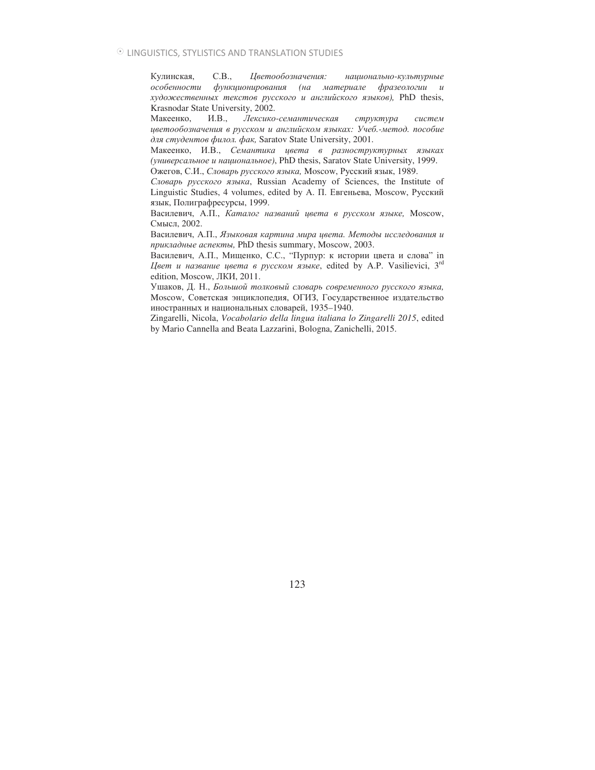Кулинская, С.В., *Цветообозначения: национально-культурные особенности функционирования (на материале фразеологии и художественных текстов русского и английского языков),* PhD thesis, Krasnodar State University, 2002.

Макеенко, И.В., *Лексико-семантическая структура систем цветообозначения в русском и английском языках: Учеб.-метод. пособие для студентов филол. фак,* Saratov State University, 2001.

Макеенко, И.В., *Семантика цвета в разноструктурных языках (универсальное и национальное)*, PhD thesis, Saratov State University, 1999.

Ожегов, С.И., *Словарь русского языка,* Moscow, Русский язык, 1989.

*Словарь русского языка*, Russian Academy of Sciences, the Institute of Linguistic Studies, 4 volumes, edited by А. П. Евгеньева, Moscow, Русский язык, Полиграфресурсы, 1999.

Василевич, А.П., *Каталог названий цвета в русском языке,* Moscow, Смысл, 2002.

Василевич, А.П., *Языковая картина мира цвета. Методы исследования и прикладные аспекты,* PhD thesis summary, Moscow, 2003.

Василевич, А.П., Мищенко, С.С., "Пурпур: к истории цвета и слова" in *Цвет и название цвета в русском языке*, edited by A.P. Vasilievici, 3rd edition, Moscow, ЛКИ, 2011.

Ушаков, Д. Н., *Большой толковый словарь современного русского языка,* Moscow, Советская энциклопедия, ОГИЗ, Государственное издательство иностранных и национальных словарей, 1935–1940.

Zingarelli, Nicola, *Vocabolario della lingua italiana lo Zingarelli 2015*, edited by Mario Cannella and Beata Lazzarini, Bologna, Zanichelli, 2015.